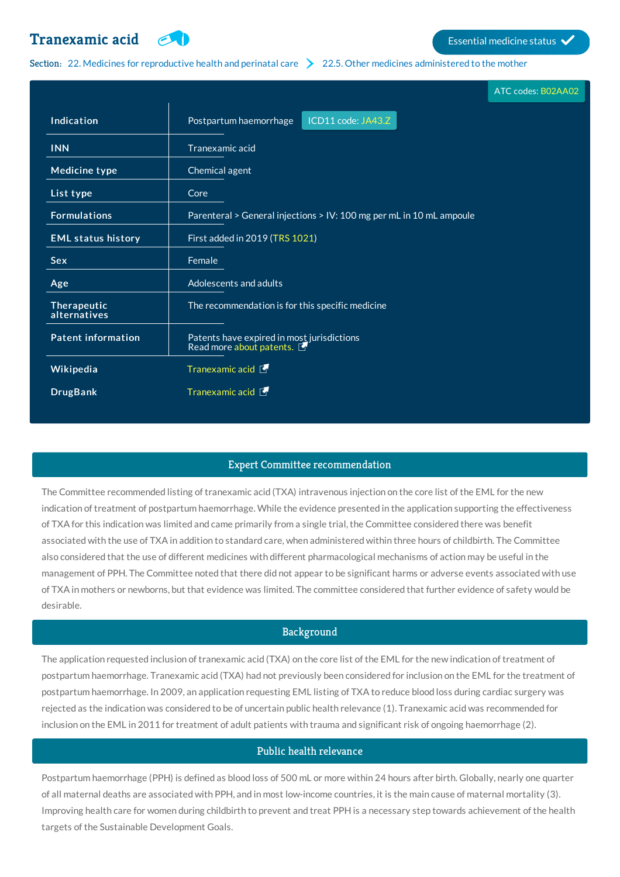# Tranexamic acid

Essential medicine status ✓

**Section:** 22. Medicines for reproductive health and perinatal care > 22.5. Other medicines administered to the mother

ATC codes: B02AA02

| | |
|---|---|
| **Indication** | Postpartum haemorrhage ICD11 code: JA43.Z |
| **INN** | Tranexamic acid |
| **Medicine type** | Chemical agent |
| **List type** | Core |
| **Formulations** | Parenteral > General injections > IV: 100 mg per mL in 10 mL ampoule |
| **EML status history** | First added in 2019 (TRS 1021) |
| **Sex** | Female |
| **Age** | Adolescents and adults |
| **Therapeutic alternatives** | The recommendation is for this specific medicine |
| **Patent information** | Patents have expired in most jurisdictions<br>Read more about patents. |
| **Wikipedia** | Tranexamic acid |
| **DrugBank** | Tranexamic acid |

## Expert Committee recommendation

The Committee recommended listing of tranexamic acid (TXA) intravenous injection on the core list of the EML for the new indication of treatment of postpartum haemorrhage. While the evidence presented in the application supporting the effectiveness of TXA for this indication was limited and came primarily from a single trial, the Committee considered there was benefit associated with the use of TXA in addition to standard care, when administered within three hours of childbirth. The Committee also considered that the use of different medicines with different pharmacological mechanisms of action may be useful in the management of PPH. The Committee noted that there did not appear to be significant harms or adverse events associated with use of TXA in mothers or newborns, but that evidence was limited. The committee considered that further evidence of safety would be desirable.

## Background

The application requested inclusion of tranexamic acid (TXA) on the core list of the EML for the new indication of treatment of postpartum haemorrhage. Tranexamic acid (TXA) had not previously been considered for inclusion on the EML for the treatment of postpartum haemorrhage. In 2009, an application requesting EML listing of TXA to reduce blood loss during cardiac surgery was rejected as the indication was considered to be of uncertain public health relevance (1). Tranexamic acid was recommended for inclusion on the EML in 2011 for treatment of adult patients with trauma and significant risk of ongoing haemorrhage (2).

## Public health relevance

Postpartum haemorrhage (PPH) is defined as blood loss of 500 mL or more within 24 hours after birth. Globally, nearly one quarter of all maternal deaths are associated with PPH, and in most low-income countries, it is the main cause of maternal mortality (3). Improving health care for women during childbirth to prevent and treat PPH is a necessary step towards achievement of the health targets of the Sustainable Development Goals.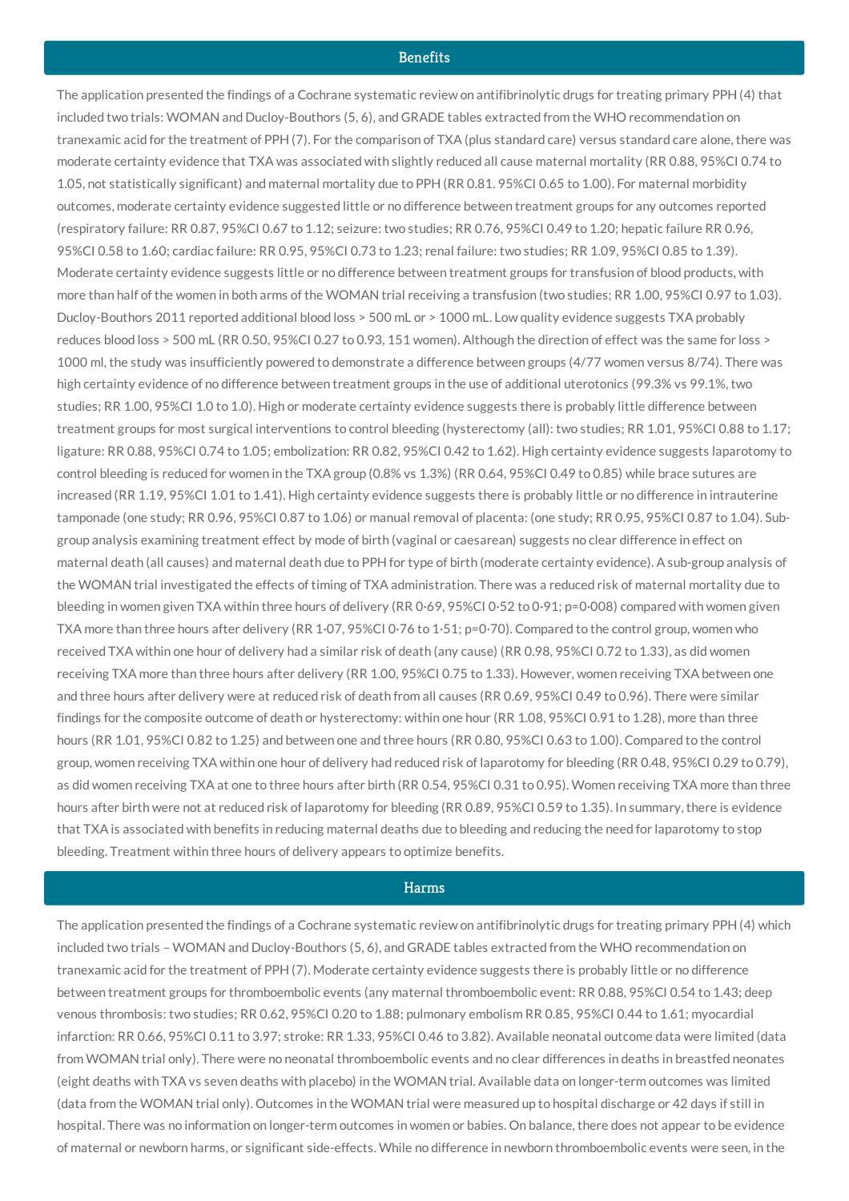## Benefits

The application presented the findings of a Cochrane systematic review on antifibrinolytic drugs for treating primary PPH (4) that included two trials: WOMAN and Ducloy-Bouthors (5, 6), and GRADE tables extracted from the WHO recommendation on tranexamic acid for the treatment of PPH (7). For the comparison of TXA (plus standard care) versus standard care alone, there was moderate certainty evidence that TXA was associated with slightly reduced all cause maternal mortality (RR 0.88, 95%CI 0.74 to 1.05, not statistically significant) and maternal mortality due to PPH (RR 0.81. 95%CI 0.65 to 1.00). For maternal morbidity outcomes, moderate certainty evidence suggested little or no difference between treatment groups for any outcomes reported (respiratory failure: RR 0.87, 95%CI 0.67 to 1.12; seizure: two studies; RR 0.76, 95%CI 0.49 to 1.20; hepatic failure RR 0.96, 95%CI 0.58 to 1.60; cardiac failure: RR 0.95, 95%CI 0.73 to 1.23; renal failure: two studies; RR 1.09, 95%CI 0.85 to 1.39). Moderate certainty evidence suggests little or no difference between treatment groups for transfusion of blood products, with more than half of the women in both arms of the WOMAN trial receiving a transfusion (two studies; RR 1.00, 95%CI 0.97 to 1.03). Ducloy-Bouthors 2011 reported additional blood loss > 500 mL or > 1000 mL. Low quality evidence suggests TXA probably reduces blood loss > 500 mL (RR 0.50, 95%CI 0.27 to 0.93, 151 women). Although the direction of effect was the same for loss > 1000 ml, the study was insufficiently powered to demonstrate a difference between groups (4/77 women versus 8/74). There was high certainty evidence of no difference between treatment groups in the use of additional uterotonics (99.3% vs 99.1%, two studies; RR 1.00, 95%CI 1.0 to 1.0). High or moderate certainty evidence suggests there is probably little difference between treatment groups for most surgical interventions to control bleeding (hysterectomy (all): two studies; RR 1.01, 95%CI 0.88 to 1.17; ligature: RR 0.88, 95%CI 0.74 to 1.05; embolization: RR 0.82, 95%CI 0.42 to 1.62). High certainty evidence suggests laparotomy to control bleeding is reduced for women in the TXA group (0.8% vs 1.3%) (RR 0.64, 95%CI 0.49 to 0.85) while brace sutures are increased (RR 1.19, 95%CI 1.01 to 1.41). High certainty evidence suggests there is probably little or no difference in intrauterine tamponade (one study; RR 0.96, 95%CI 0.87 to 1.06) or manual removal of placenta: (one study; RR 0.95, 95%CI 0.87 to 1.04). Sub-group analysis examining treatment effect by mode of birth (vaginal or caesarean) suggests no clear difference in effect on maternal death (all causes) and maternal death due to PPH for type of birth (moderate certainty evidence). A sub-group analysis of the WOMAN trial investigated the effects of timing of TXA administration. There was a reduced risk of maternal mortality due to bleeding in women given TXA within three hours of delivery (RR 0·69, 95%CI 0·52 to 0·91; p=0·008) compared with women given TXA more than three hours after delivery (RR 1·07, 95%CI 0·76 to 1·51; p=0·70). Compared to the control group, women who received TXA within one hour of delivery had a similar risk of death (any cause) (RR 0.98, 95%CI 0.72 to 1.33), as did women receiving TXA more than three hours after delivery (RR 1.00, 95%CI 0.75 to 1.33). However, women receiving TXA between one and three hours after delivery were at reduced risk of death from all causes (RR 0.69, 95%CI 0.49 to 0.96). There were similar findings for the composite outcome of death or hysterectomy: within one hour (RR 1.08, 95%CI 0.91 to 1.28), more than three hours (RR 1.01, 95%CI 0.82 to 1.25) and between one and three hours (RR 0.80, 95%CI 0.63 to 1.00). Compared to the control group, women receiving TXA within one hour of delivery had reduced risk of laparotomy for bleeding (RR 0.48, 95%CI 0.29 to 0.79), as did women receiving TXA at one to three hours after birth (RR 0.54, 95%CI 0.31 to 0.95). Women receiving TXA more than three hours after birth were not at reduced risk of laparotomy for bleeding (RR 0.89, 95%CI 0.59 to 1.35). In summary, there is evidence that TXA is associated with benefits in reducing maternal deaths due to bleeding and reducing the need for laparotomy to stop bleeding. Treatment within three hours of delivery appears to optimize benefits.

## Harms

The application presented the findings of a Cochrane systematic review on antifibrinolytic drugs for treating primary PPH (4) which included two trials – WOMAN and Ducloy-Bouthors (5, 6), and GRADE tables extracted from the WHO recommendation on tranexamic acid for the treatment of PPH (7). Moderate certainty evidence suggests there is probably little or no difference between treatment groups for thromboembolic events (any maternal thromboembolic event: RR 0.88, 95%CI 0.54 to 1.43; deep venous thrombosis: two studies; RR 0.62, 95%CI 0.20 to 1.88; pulmonary embolism RR 0.85, 95%CI 0.44 to 1.61; myocardial infarction: RR 0.66, 95%CI 0.11 to 3.97; stroke: RR 1.33, 95%CI 0.46 to 3.82). Available neonatal outcome data were limited (data from WOMAN trial only). There were no neonatal thromboembolic events and no clear differences in deaths in breastfed neonates (eight deaths with TXA vs seven deaths with placebo) in the WOMAN trial. Available data on longer-term outcomes was limited (data from the WOMAN trial only). Outcomes in the WOMAN trial were measured up to hospital discharge or 42 days if still in hospital. There was no information on longer-term outcomes in women or babies. On balance, there does not appear to be evidence of maternal or newborn harms, or significant side-effects. While no difference in newborn thromboembolic events were seen, in the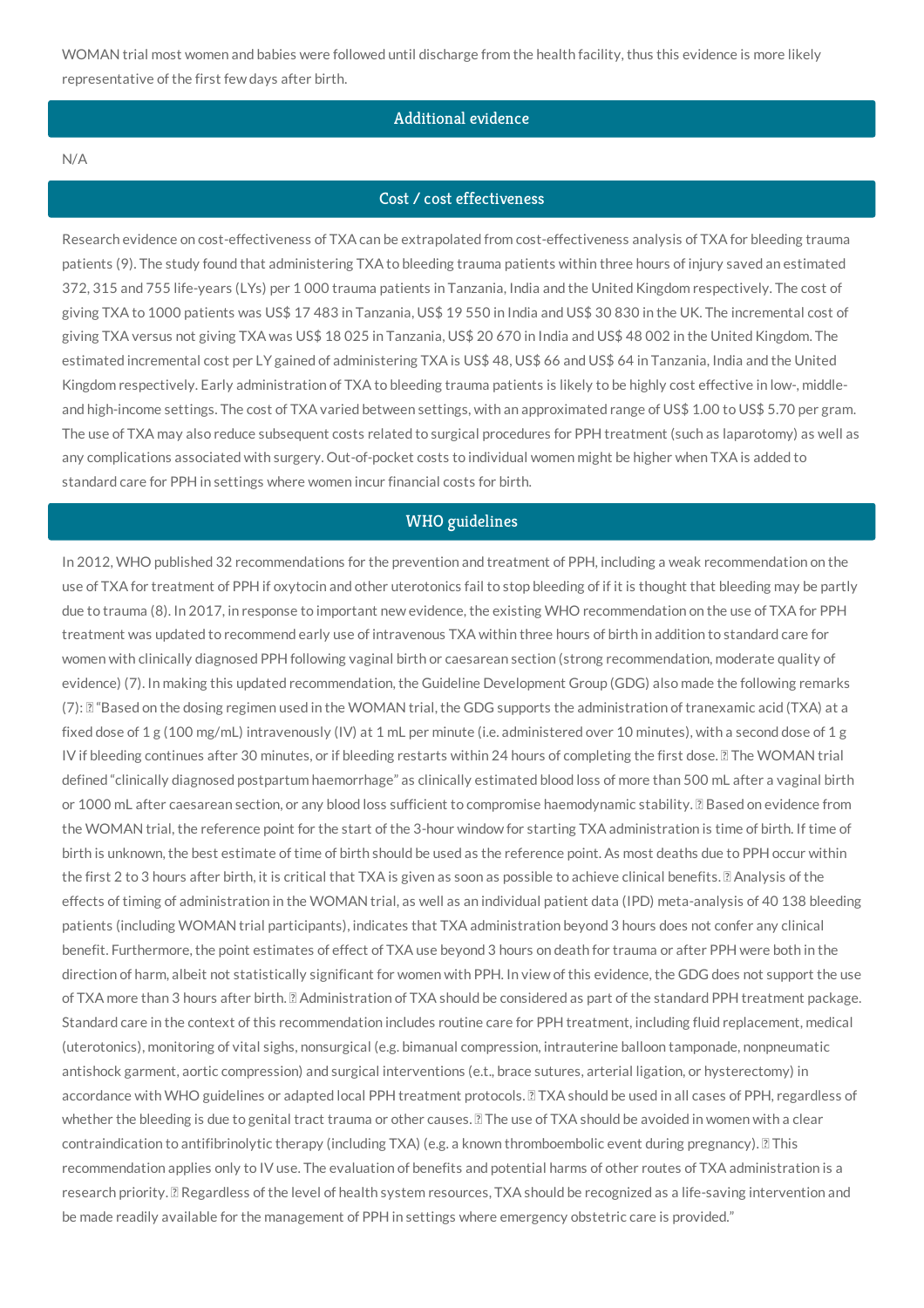WOMAN trial most women and babies were followed until discharge from the health facility, thus this evidence is more likely representative of the first few days after birth.

## Additional evidence

N/A

## Cost / cost effectiveness

Research evidence on cost-effectiveness of TXA can be extrapolated from cost-effectiveness analysis of TXA for bleeding trauma patients (9). The study found that administering TXA to bleeding trauma patients within three hours of injury saved an estimated 372, 315 and 755 life-years (LYs) per 1 000 trauma patients in Tanzania, India and the United Kingdom respectively. The cost of giving TXA to 1000 patients was US$ 17 483 in Tanzania, US$ 19 550 in India and US$ 30 830 in the UK. The incremental cost of giving TXA versus not giving TXA was US$ 18 025 in Tanzania, US$ 20 670 in India and US$ 48 002 in the United Kingdom. The estimated incremental cost per LY gained of administering TXA is US$ 48, US$ 66 and US$ 64 in Tanzania, India and the United Kingdom respectively. Early administration of TXA to bleeding trauma patients is likely to be highly cost effective in low-, middle- and high-income settings. The cost of TXA varied between settings, with an approximated range of US$ 1.00 to US$ 5.70 per gram. The use of TXA may also reduce subsequent costs related to surgical procedures for PPH treatment (such as laparotomy) as well as any complications associated with surgery. Out-of-pocket costs to individual women might be higher when TXA is added to standard care for PPH in settings where women incur financial costs for birth.

## WHO guidelines

In 2012, WHO published 32 recommendations for the prevention and treatment of PPH, including a weak recommendation on the use of TXA for treatment of PPH if oxytocin and other uterotonics fail to stop bleeding of if it is thought that bleeding may be partly due to trauma (8). In 2017, in response to important new evidence, the existing WHO recommendation on the use of TXA for PPH treatment was updated to recommend early use of intravenous TXA within three hours of birth in addition to standard care for women with clinically diagnosed PPH following vaginal birth or caesarean section (strong recommendation, moderate quality of evidence) (7). In making this updated recommendation, the Guideline Development Group (GDG) also made the following remarks (7): "Based on the dosing regimen used in the WOMAN trial, the GDG supports the administration of tranexamic acid (TXA) at a fixed dose of 1 g (100 mg/mL) intravenously (IV) at 1 mL per minute (i.e. administered over 10 minutes), with a second dose of 1 g IV if bleeding continues after 30 minutes, or if bleeding restarts within 24 hours of completing the first dose. The WOMAN trial defined "clinically diagnosed postpartum haemorrhage" as clinically estimated blood loss of more than 500 mL after a vaginal birth or 1000 mL after caesarean section, or any blood loss sufficient to compromise haemodynamic stability. Based on evidence from the WOMAN trial, the reference point for the start of the 3-hour window for starting TXA administration is time of birth. If time of birth is unknown, the best estimate of time of birth should be used as the reference point. As most deaths due to PPH occur within the first 2 to 3 hours after birth, it is critical that TXA is given as soon as possible to achieve clinical benefits. Analysis of the effects of timing of administration in the WOMAN trial, as well as an individual patient data (IPD) meta-analysis of 40 138 bleeding patients (including WOMAN trial participants), indicates that TXA administration beyond 3 hours does not confer any clinical benefit. Furthermore, the point estimates of effect of TXA use beyond 3 hours on death for trauma or after PPH were both in the direction of harm, albeit not statistically significant for women with PPH. In view of this evidence, the GDG does not support the use of TXA more than 3 hours after birth. Administration of TXA should be considered as part of the standard PPH treatment package. Standard care in the context of this recommendation includes routine care for PPH treatment, including fluid replacement, medical (uterotonics), monitoring of vital sighs, nonsurgical (e.g. bimanual compression, intrauterine balloon tamponade, nonpneumatic antishock garment, aortic compression) and surgical interventions (e.t., brace sutures, arterial ligation, or hysterectomy) in accordance with WHO guidelines or adapted local PPH treatment protocols. TXA should be used in all cases of PPH, regardless of whether the bleeding is due to genital tract trauma or other causes. The use of TXA should be avoided in women with a clear contraindication to antifibrinolytic therapy (including TXA) (e.g. a known thromboembolic event during pregnancy). This recommendation applies only to IV use. The evaluation of benefits and potential harms of other routes of TXA administration is a research priority. Regardless of the level of health system resources, TXA should be recognized as a life-saving intervention and be made readily available for the management of PPH in settings where emergency obstetric care is provided."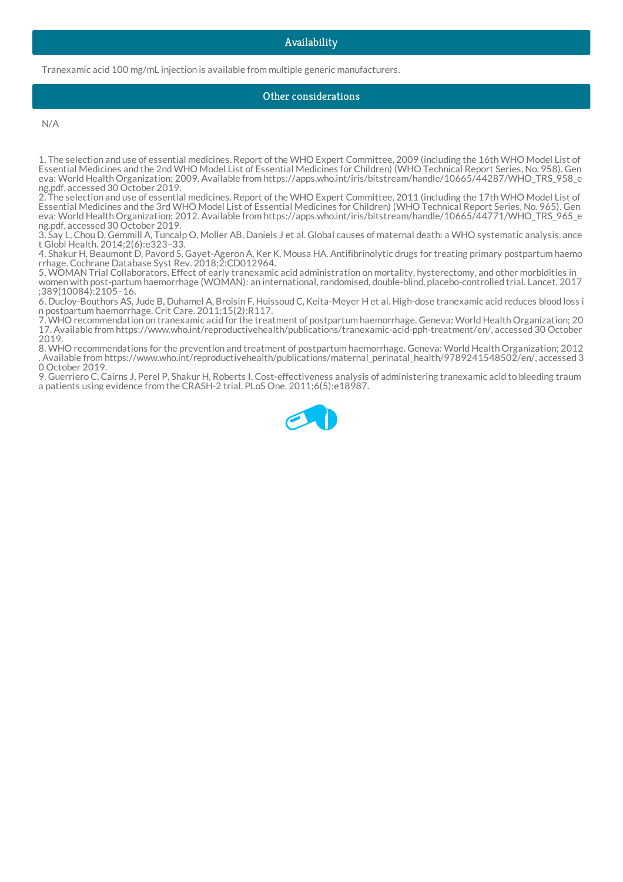## Availability

Tranexamic acid 100 mg/mL injection is available from multiple generic manufacturers.

## Other considerations

N/A

1. The selection and use of essential medicines. Report of the WHO Expert Committee, 2009 (including the 16th WHO Model List of Essential Medicines and the 2nd WHO Model List of Essential Medicines for Children) (WHO Technical Report Series, No. 958). Geneva: World Health Organization; 2009. Available from https://apps.who.int/iris/bitstream/handle/10665/44287/WHO_TRS_958_eng.pdf, accessed 30 October 2019.
2. The selection and use of essential medicines. Report of the WHO Expert Committee, 2011 (including the 17th WHO Model List of Essential Medicines and the 3rd WHO Model List of Essential Medicines for Children) (WHO Technical Report Series, No. 965). Geneva: World Health Organization; 2012. Available from https://apps.who.int/iris/bitstream/handle/10665/44771/WHO_TRS_965_eng.pdf, accessed 30 October 2019.
3. Say L, Chou D, Gemmill A, Tuncalp O, Moller AB, Daniels J et al. Global causes of maternal death: a WHO systematic analysis. ancet Globl Health. 2014;2(6):e323–33.
4. Shakur H, Beaumont D, Pavord S, Gayet-Ageron A, Ker K, Mousa HA. Antifibrinolytic drugs for treating primary postpartum haemorrhage. Cochrane Database Syst Rev. 2018;2:CD012964.
5. WOMAN Trial Collaborators. Effect of early tranexamic acid administration on mortality, hysterectomy, and other morbidities in women with post-partum haemorrhage (WOMAN): an international, randomised, double-blind, placebo-controlled trial. Lancet. 2017;389(10084):2105–16.
6. Ducloy-Bouthors AS, Jude B, Duhamel A, Broisin F, Huissoud C, Keita-Meyer H et al. High-dose tranexamic acid reduces blood loss in postpartum haemorrhage. Crit Care. 2011;15(2):R117.
7. WHO recommendation on tranexamic acid for the treatment of postpartum haemorrhage. Geneva: World Health Organization; 2017. Available from https://www.who.int/reproductivehealth/publications/tranexamic-acid-pph-treatment/en/, accessed 30 October 2019.
8. WHO recommendations for the prevention and treatment of postpartum haemorrhage. Geneva: World Health Organization; 2012. Available from https://www.who.int/reproductivehealth/publications/maternal_perinatal_health/9789241548502/en/, accessed 30 October 2019.
9. Guerriero C, Cairns J, Perel P, Shakur H, Roberts I. Cost-effectiveness analysis of administering tranexamic acid to bleeding trauma patients using evidence from the CRASH-2 trial. PLoS One. 2011;6(5):e18987.